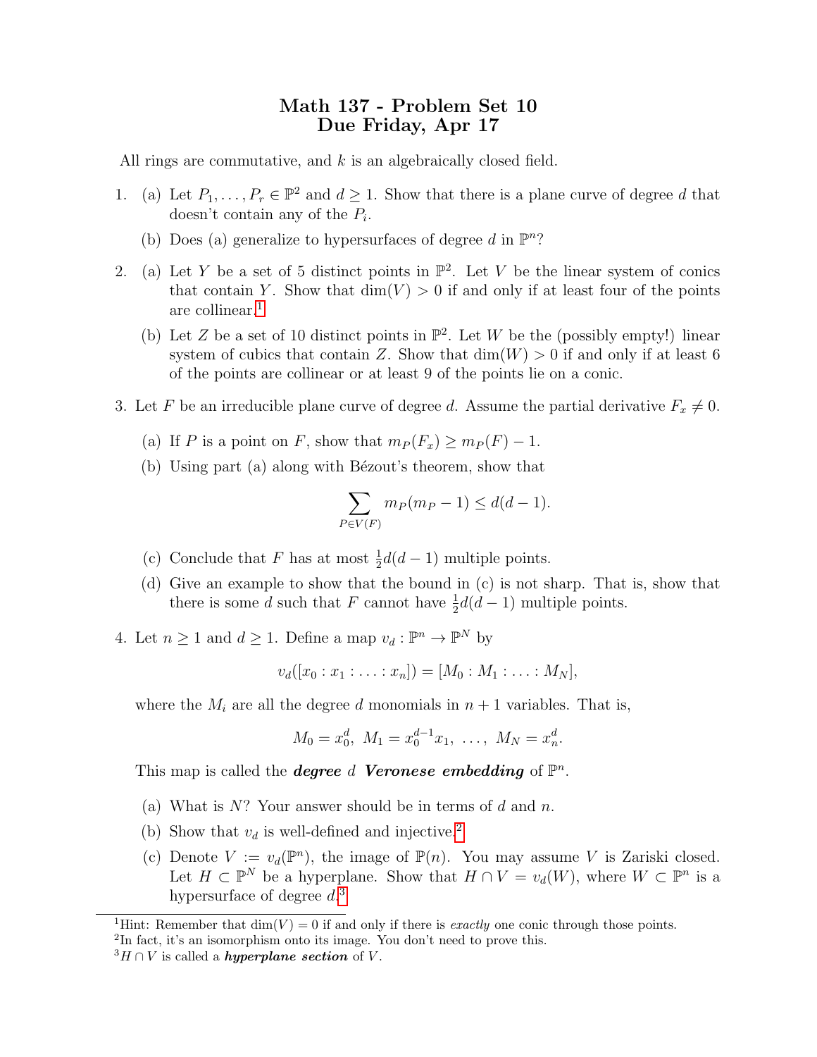# Math 137 - Problem Set 10
## Due Friday, Apr 17

All rings are commutative, and $k$ is an algebraically closed field.

1. (a) Let $P_1, \dots, P_r \in \mathbb{P}^2$ and $d \geq 1$. Show that there is a plane curve of degree $d$ that doesn't contain any of the $P_i$.

   (b) Does (a) generalize to hypersurfaces of degree $d$ in $\mathbb{P}^n$?

2. (a) Let $Y$ be a set of 5 distinct points in $\mathbb{P}^2$. Let $V$ be the linear system of conics that contain $Y$. Show that $\dim(V) > 0$ if and only if at least four of the points are collinear.[1]

   (b) Let $Z$ be a set of 10 distinct points in $\mathbb{P}^2$. Let $W$ be the (possibly empty!) linear system of cubics that contain $Z$. Show that $\dim(W) > 0$ if and only if at least 6 of the points are collinear or at least 9 of the points lie on a conic.

3. Let $F$ be an irreducible plane curve of degree $d$. Assume the partial derivative $F_x \neq 0$.

   (a) If $P$ is a point on $F$, show that $m_P(F_x) \geq m_P(F) - 1$.

   (b) Using part (a) along with Bézout's theorem, show that

   $$\sum_{P \in V(F)} m_P(m_P - 1) \leq d(d-1).$$

   (c) Conclude that $F$ has at most $\frac{1}{2}d(d-1)$ multiple points.

   (d) Give an example to show that the bound in (c) is not sharp. That is, show that there is some $d$ such that $F$ cannot have $\frac{1}{2}d(d-1)$ multiple points.

4. Let $n \geq 1$ and $d \geq 1$. Define a map $v_d : \mathbb{P}^n \to \mathbb{P}^N$ by

   $$v_d([x_0 : x_1 : \ldots : x_n]) = [M_0 : M_1 : \ldots : M_N],$$

   where the $M_i$ are all the degree $d$ monomials in $n+1$ variables. That is,

   $$M_0 = x_0^d, \ M_1 = x_0^{d-1}x_1, \ \ldots, \ M_N = x_n^d.$$

   This map is called the ***degree*** $d$ ***Veronese embedding*** of $\mathbb{P}^n$.

   (a) What is $N$? Your answer should be in terms of $d$ and $n$.

   (b) Show that $v_d$ is well-defined and injective.[2]

   (c) Denote $V := v_d(\mathbb{P}^n)$, the image of $\mathbb{P}(n)$. You may assume $V$ is Zariski closed. Let $H \subset \mathbb{P}^N$ be a hyperplane. Show that $H \cap V = v_d(W)$, where $W \subset \mathbb{P}^n$ is a hypersurface of degree $d$.[3]

---

[1] Hint: Remember that $\dim(V) = 0$ if and only if there is *exactly* one conic through those points.

[2] In fact, it's an isomorphism onto its image. You don't need to prove this.

[3] $H \cap V$ is called a ***hyperplane section*** of $V$.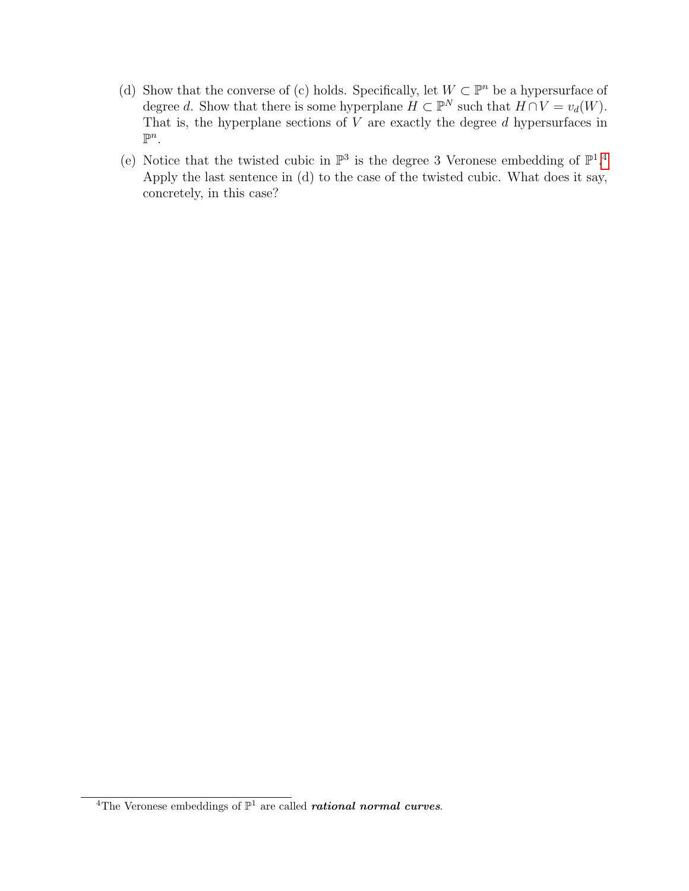(d) Show that the converse of (c) holds. Specifically, let $W \subset \mathbb{P}^n$ be a hypersurface of degree $d$. Show that there is some hyperplane $H \subset \mathbb{P}^N$ such that $H \cap V = v_d(W)$. That is, the hyperplane sections of $V$ are exactly the degree $d$ hypersurfaces in $\mathbb{P}^n$.

(e) Notice that the twisted cubic in $\mathbb{P}^3$ is the degree 3 Veronese embedding of $\mathbb{P}^1$.[4] Apply the last sentence in (d) to the case of the twisted cubic. What does it say, concretely, in this case?

[4]The Veronese embeddings of $\mathbb{P}^1$ are called ***rational normal curves***.